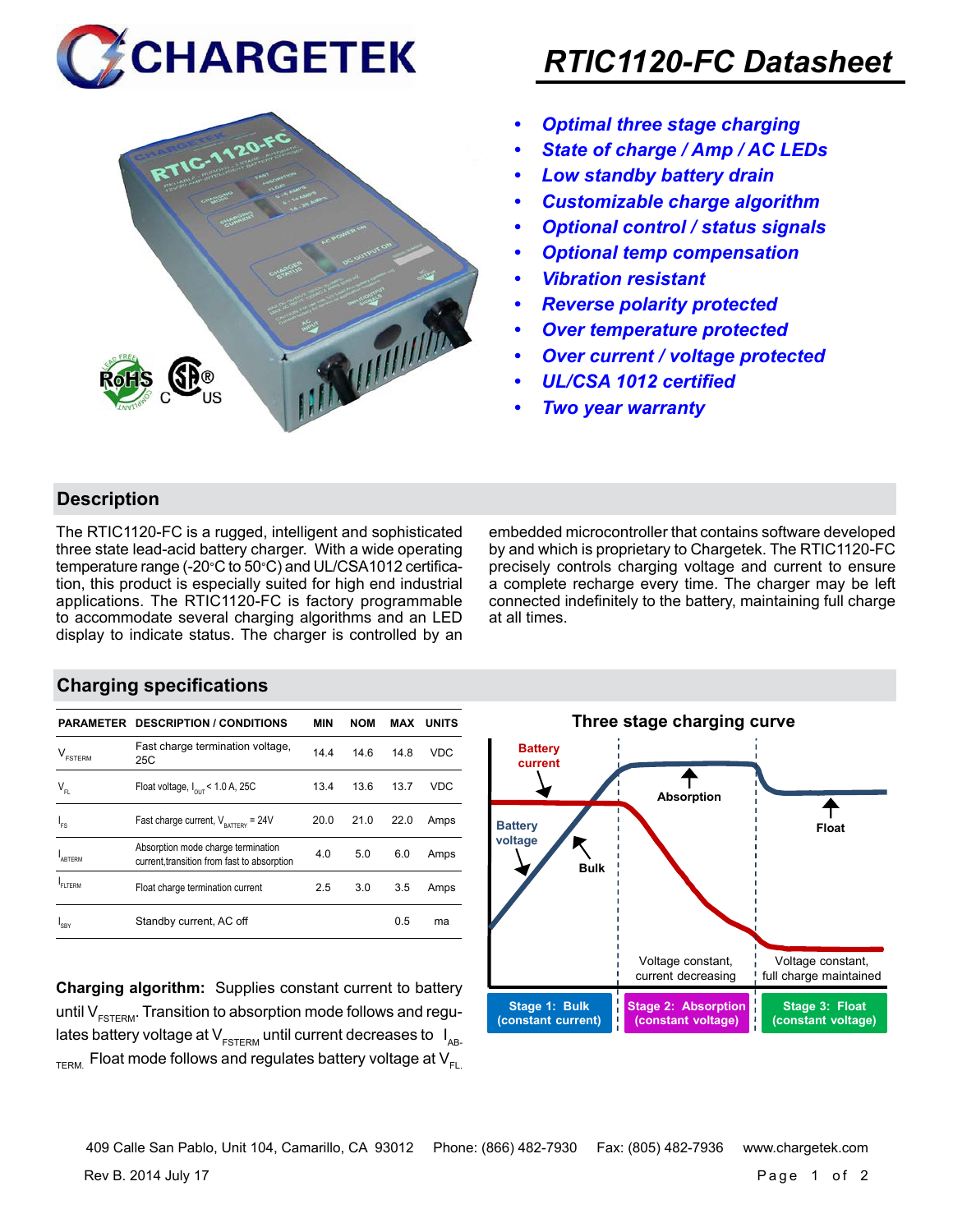# CHARGETEK

# RTIC1120-FC Datasheet

- *Optimal three stage charging*
- *State of charge / Amp / AC LEDs*
- *Low standby battery drain*
- *Customizable charge algorithm*
- *Optional control / status signals*
- *Optional temp compensation*
- *Vibration resistant*
- *Reverse polarity protected*
- *Over temperature protected*
- *Over current / voltage protected*
- *UL/CSA 1012 certified*
- *Two year warranty*

## Description

The RTIC1120-FC is a rugged, intelligent and sophisticated three state lead-acid battery charger. With a wide operating temperature range (-20°C to 50°C) and UL/CSA1012 certification, this product is especially suited for high end industrial applications. The RTIC1120-FC is factory programmable to accommodate several charging algorithms and an LED display to indicate status. The charger is controlled by an embedded microcontroller that contains software developed by and which is proprietary to Chargetek. The RTIC1120-FC precisely controls charging voltage and current to ensure a complete recharge every time. The charger may be left connected indefinitely to the battery, maintaining full charge at all times.

## Charging specifications

| PARAMETER | DESCRIPTION / CONDITIONS | MIN | NOM | MAX | UNITS |
|---|---|---|---|---|---|
| $V_{FSTERM}$ | Fast charge termination voltage, 25C | 14.4 | 14.6 | 14.8 | VDC |
| $V_{FL}$ | Float voltage, $I_{OUT}$ < 1.0 A, 25C | 13.4 | 13.6 | 13.7 | VDC |
| $I_{FS}$ | Fast charge current, $V_{BATTERY}$ = 24V | 20.0 | 21.0 | 22.0 | Amps |
| $I_{ABTERM}$ | Absorption mode charge termination current,transition from fast to absorption | 4.0 | 5.0 | 6.0 | Amps |
| $I_{FLTERM}$ | Float charge termination current | 2.5 | 3.0 | 3.5 | Amps |
| $I_{SBY}$ | Standby current, AC off | | | 0.5 | ma |

**Charging algorithm:** Supplies constant current to battery until $V_{FSTERM}$. Transition to absorption mode follows and regulates battery voltage at $V_{FSTERM}$ until current decreases to $I_{AB\text{-}TERM}$. Float mode follows and regulates battery voltage at $V_{FL}$.

Three stage charging curve

Battery current
Battery voltage
Bulk
Absorption
Float
Voltage constant, current decreasing
Voltage constant, full charge maintained
Stage 1: Bulk (constant current)
Stage 2: Absorption (constant voltage)
Stage 3: Float (constant voltage)

409 Calle San Pablo, Unit 104, Camarillo, CA 93012 Phone: (866) 482-7930 Fax: (805) 482-7936 www.chargetek.com

Rev B. 2014 July 17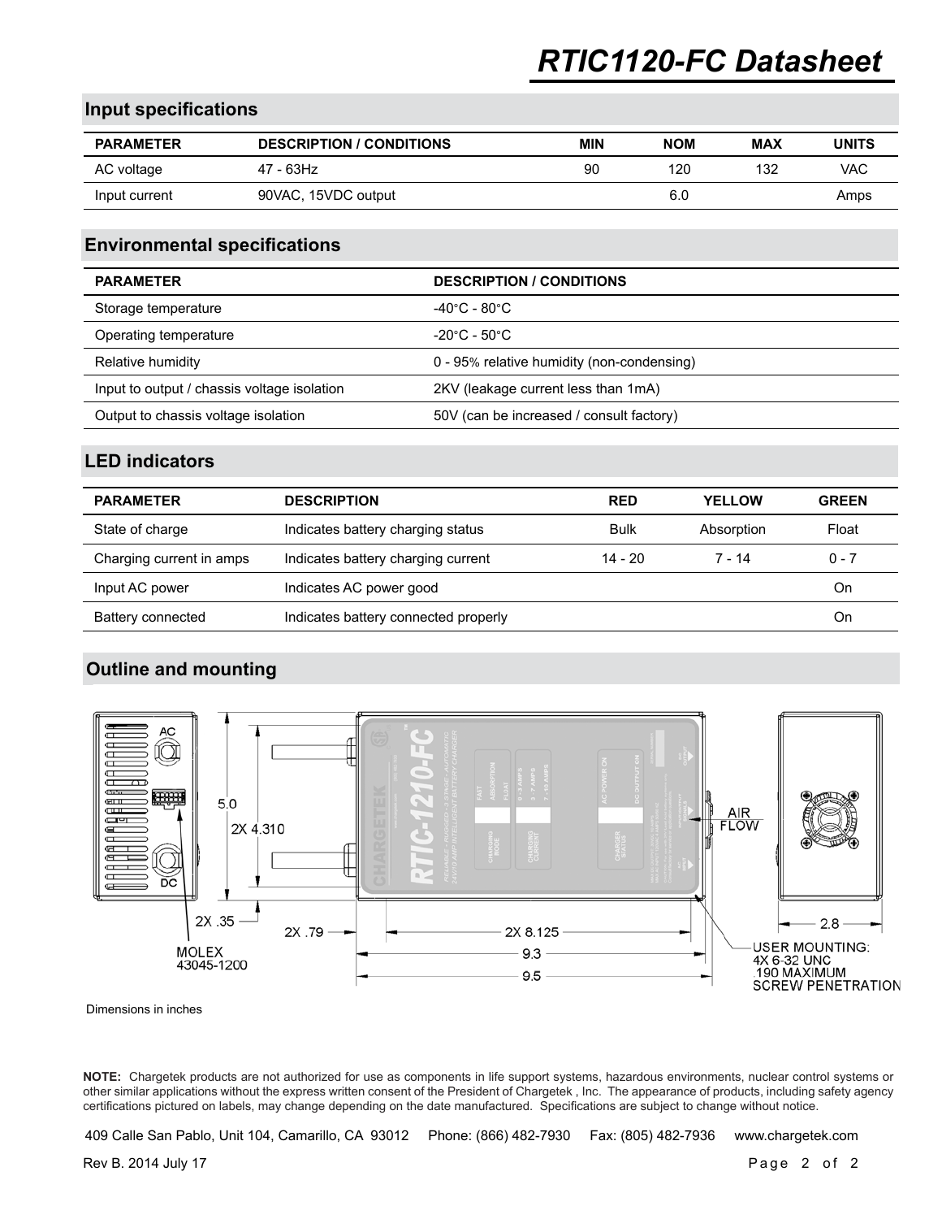# RTIC1120-FC Datasheet

## Input specifications

| PARAMETER | DESCRIPTION / CONDITIONS | MIN | NOM | MAX | UNITS |
|---|---|---|---|---|---|
| AC voltage | 47 - 63Hz | 90 | 120 | 132 | VAC |
| Input current | 90VAC, 15VDC output | | 6.0 | | Amps |

## Environmental specifications

| PARAMETER | DESCRIPTION / CONDITIONS |
|---|---|
| Storage temperature | -40°C - 80°C |
| Operating temperature | -20°C - 50°C |
| Relative humidity | 0 - 95% relative humidity (non-condensing) |
| Input to output / chassis voltage isolation | 2KV (leakage current less than 1mA) |
| Output to chassis voltage isolation | 50V (can be increased / consult factory) |

## LED indicators

| PARAMETER | DESCRIPTION | RED | YELLOW | GREEN |
|---|---|---|---|---|
| State of charge | Indicates battery charging status | Bulk | Absorption | Float |
| Charging current in amps | Indicates battery charging current | 14 - 20 | 7 - 14 | 0 - 7 |
| Input AC power | Indicates AC power good | | | On |
| Battery connected | Indicates battery connected properly | | | On |

## Outline and mounting

AC
DC
5.0
2X 4.310
2X .35
2X .79
2X 8.125
9.3
9.5
2.8
AIR FLOW
MOLEX 43045-1200
USER MOUNTING:
4X 6-32 UNC
.190 MAXIMUM
SCREW PENETRATION

Dimensions in inches

**NOTE:** Chargetek products are not authorized for use as components in life support systems, hazardous environments, nuclear control systems or other similar applications without the express written consent of the President of Chargetek , Inc. The appearance of products, including safety agency certifications pictured on labels, may change depending on the date manufactured. Specifications are subject to change without notice.

409 Calle San Pablo, Unit 104, Camarillo, CA 93012 Phone: (866) 482-7930 Fax: (805) 482-7936 www.chargetek.com

Rev B. 2014 July 17